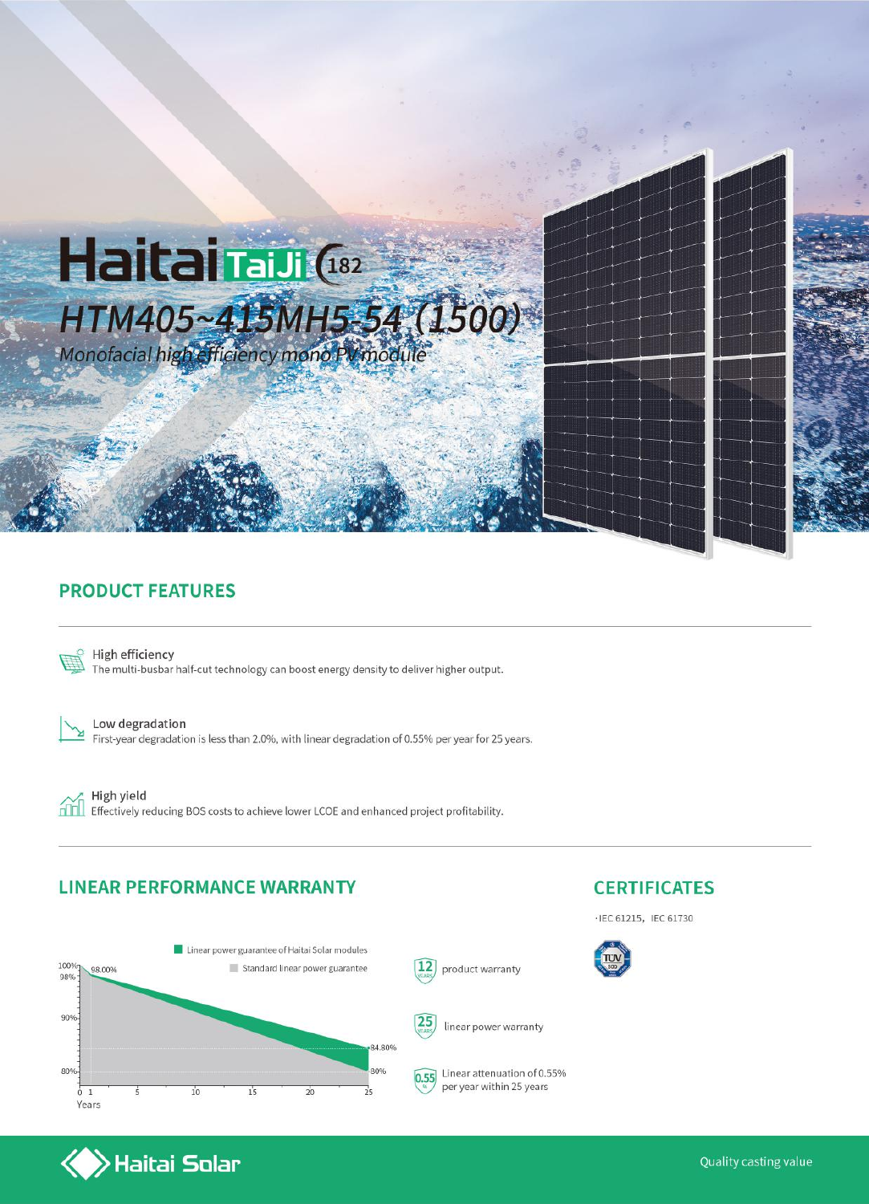# Haitai TaiJi 182

## HTM405~415MH5-54 (1500)

*Monofacial high efficiency mono PV module*

## PRODUCT FEATURES

**High efficiency**
The multi-busbar half-cut technology can boost energy density to deliver higher output.

**Low degradation**
First-year degradation is less than 2.0%, with linear degradation of 0.55% per year for 25 years.

**High yield**
Effectively reducing BOS costs to achieve lower LCOE and enhanced project profitability.

## LINEAR PERFORMANCE WARRANTY

Linear power guarantee of Haitai Solar modules
Standard linear power guarantee

100%, 98.00%, 98%, 90%, 84.80%, 80%
Years: 0, 1, 5, 10, 15, 20, 25

12 YEARS product warranty

25 YEARS linear power warranty

0.55% Linear attenuation of 0.55% per year within 25 years

## CERTIFICATES

·IEC 61215, IEC 61730

TÜV SÜD

Haitai Solar

Quality casting value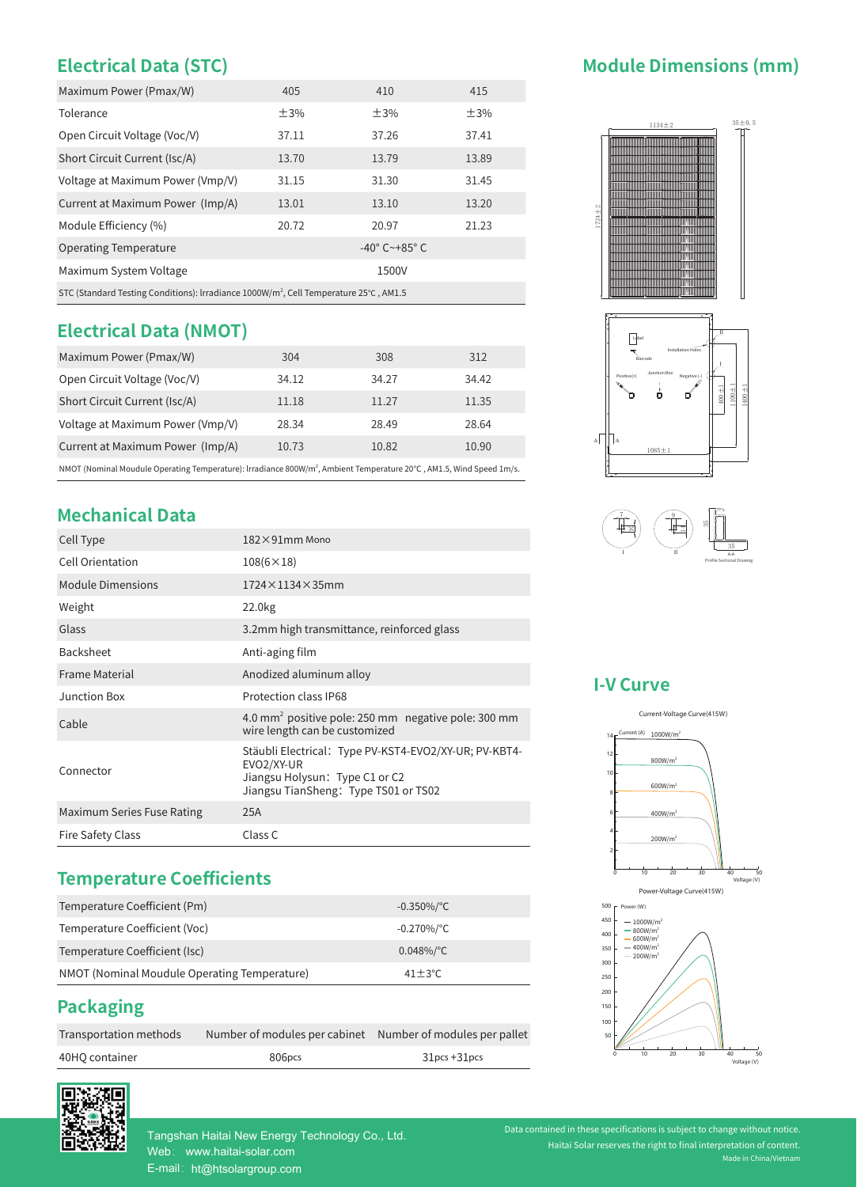## Electrical Data (STC)

| | | | |
|---|---|---|---|
| Maximum Power (Pmax/W) | 405 | 410 | 415 |
| Tolerance | ±3% | ±3% | ±3% |
| Open Circuit Voltage (Voc/V) | 37.11 | 37.26 | 37.41 |
| Short Circuit Current (Isc/A) | 13.70 | 13.79 | 13.89 |
| Voltage at Maximum Power (Vmp/V) | 31.15 | 31.30 | 31.45 |
| Current at Maximum Power (Imp/A) | 13.01 | 13.10 | 13.20 |
| Module Efficiency (%) | 20.72 | 20.97 | 21.23 |
| Operating Temperature | -40° C~+85° C | | |
| Maximum System Voltage | 1500V | | |

STC (Standard Testing Conditions): Irradiance 1000W/m$^2$, Cell Temperature 25℃ , AM1.5

## Electrical Data (NMOT)

| | | | |
|---|---|---|---|
| Maximum Power (Pmax/W) | 304 | 308 | 312 |
| Open Circuit Voltage (Voc/V) | 34.12 | 34.27 | 34.42 |
| Short Circuit Current (Isc/A) | 11.18 | 11.27 | 11.35 |
| Voltage at Maximum Power (Vmp/V) | 28.34 | 28.49 | 28.64 |
| Current at Maximum Power (Imp/A) | 10.73 | 10.82 | 10.90 |

NMOT (Nominal Moudule Operating Temperature): Irradiance 800W/m$^2$, Ambient Temperature 20°C , AM1.5, Wind Speed 1m/s.

## Mechanical Data

| | |
|---|---|
| Cell Type | 182×91mm Mono |
| Cell Orientation | 108(6×18) |
| Module Dimensions | 1724×1134×35mm |
| Weight | 22.0kg |
| Glass | 3.2mm high transmittance, reinforced glass |
| Backsheet | Anti-aging film |
| Frame Material | Anodized aluminum alloy |
| Junction Box | Protection class IP68 |
| Cable | 4.0 mm$^2$ positive pole: 250 mm negative pole: 300 mm wire length can be customized |
| Connector | Stäubli Electrical：Type PV-KST4-EVO2/XY-UR; PV-KBT4-EVO2/XY-UR<br>Jiangsu Holysun：Type C1 or C2<br>Jiangsu TianSheng：Type TS01 or TS02 |
| Maximum Series Fuse Rating | 25A |
| Fire Safety Class | Class C |

## Temperature Coefficients

| | |
|---|---|
| Temperature Coefficient (Pm) | -0.350%/°C |
| Temperature Coefficient (Voc) | -0.270%/°C |
| Temperature Coefficient (Isc) | 0.048%/°C |
| NMOT (Nominal Moudule Operating Temperature) | 41±3°C |

## Packaging

| Transportation methods | Number of modules per cabinet | Number of modules per pallet |
|---|---|---|
| 40HQ container | 806pcs | 31pcs +31pcs |

## Module Dimensions (mm)

1134±2
35±0.5
1724±2
Label
Barcode
Installation Holes
Junction Box
Positive(+)
Negative(-)
400±1
1100±1
1400±1
1085±1
A
A
I
II
35
A-A
Profile Sectional Drawing

## I-V Curve

Current-Voltage Curve(415W)
Current (A)
1000W/m$^2$
800W/m$^2$
600W/m$^2$
400W/m$^2$
200W/m$^2$
Voltage (V)
0 10 20 30 40 50
2 4 6 8 10 12 14

Power-Voltage Curve(415W)
Power (W)
1000W/m$^2$
800W/m$^2$
600W/m$^2$
400W/m$^2$
200W/m$^2$
Voltage (V)
0 10 20 30 40 50
50 100 150 200 250 300 350 400 450 500

Tangshan Haitai New Energy Technology Co., Ltd.
Web： www.haitai-solar.com
E-mail：ht@htsolargroup.com

Data contained in these specifications is subject to change without notice.
Haitai Solar reserves the right to final interpretation of content.
Made in China/Vietnam